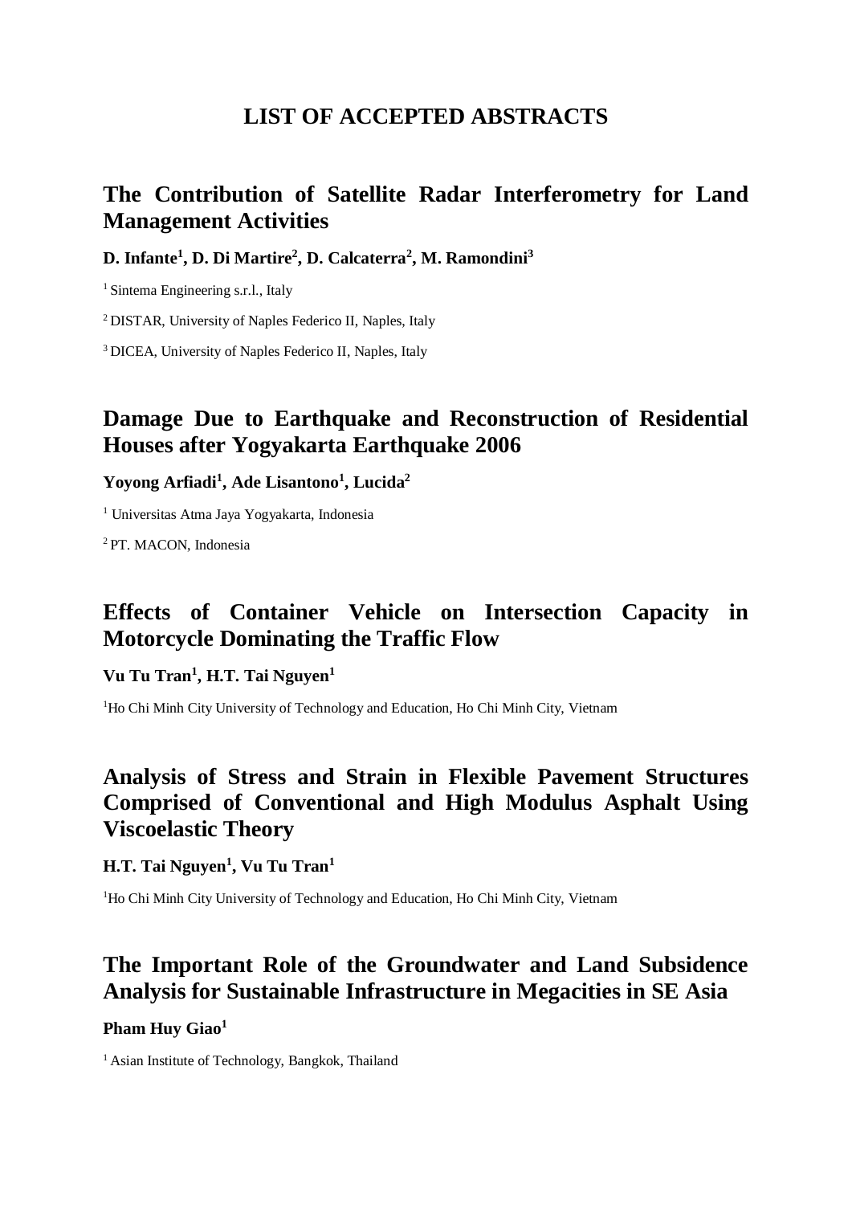# LIST OF ACCEPTED ABSTRACTS

## The Contribution of Satellite Radar Interferometry for Land Management Activities

**D. Infante[1], D. Di Martire[2], D. Calcaterra[2], M. Ramondini[3]**

[1] Sintema Engineering s.r.l., Italy

[2] DISTAR, University of Naples Federico II, Naples, Italy

[3] DICEA, University of Naples Federico II, Naples, Italy

## Damage Due to Earthquake and Reconstruction of Residential Houses after Yogyakarta Earthquake 2006

**Yoyong Arfiadi[1], Ade Lisantono[1], Lucida[2]**

[1] Universitas Atma Jaya Yogyakarta, Indonesia

[2] PT. MACON, Indonesia

## Effects of Container Vehicle on Intersection Capacity in Motorcycle Dominating the Traffic Flow

**Vu Tu Tran[1], H.T. Tai Nguyen[1]**

[1]Ho Chi Minh City University of Technology and Education, Ho Chi Minh City, Vietnam

## Analysis of Stress and Strain in Flexible Pavement Structures Comprised of Conventional and High Modulus Asphalt Using Viscoelastic Theory

**H.T. Tai Nguyen[1], Vu Tu Tran[1]**

[1]Ho Chi Minh City University of Technology and Education, Ho Chi Minh City, Vietnam

## The Important Role of the Groundwater and Land Subsidence Analysis for Sustainable Infrastructure in Megacities in SE Asia

**Pham Huy Giao[1]**

[1] Asian Institute of Technology, Bangkok, Thailand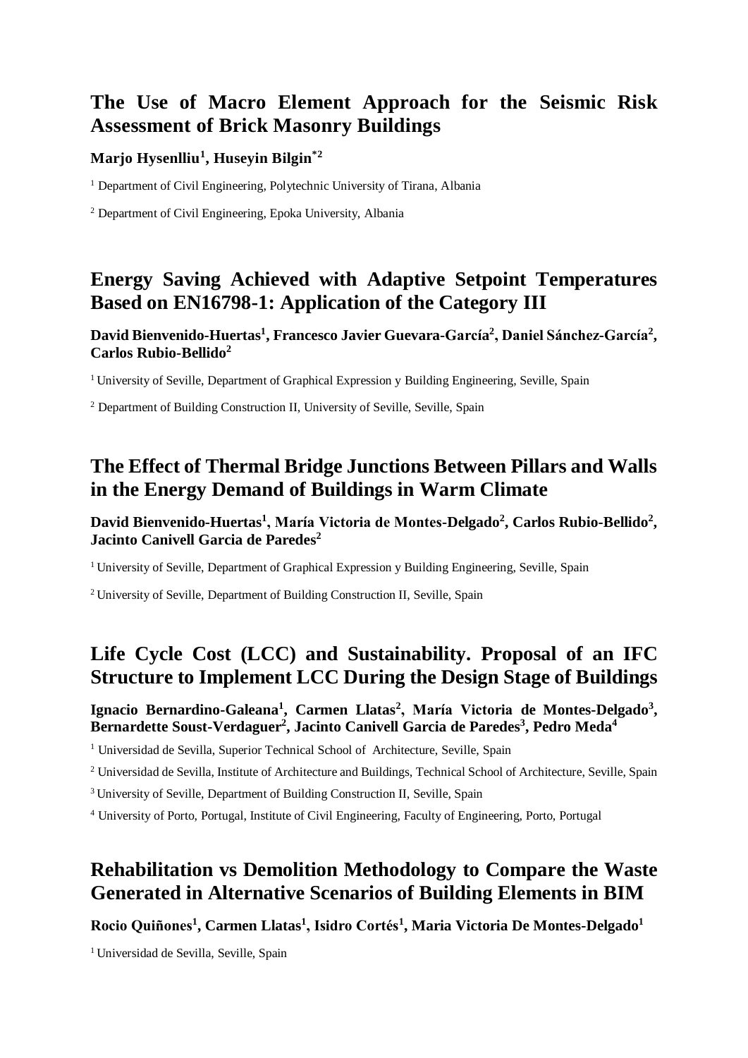## The Use of Macro Element Approach for the Seismic Risk Assessment of Brick Masonry Buildings

**Marjo Hysenlliu[1], Huseyin Bilgin[*2]**

[1] Department of Civil Engineering, Polytechnic University of Tirana, Albania

[2] Department of Civil Engineering, Epoka University, Albania

## Energy Saving Achieved with Adaptive Setpoint Temperatures Based on EN16798-1: Application of the Category III

**David Bienvenido-Huertas[1], Francesco Javier Guevara-García[2], Daniel Sánchez-García[2], Carlos Rubio-Bellido[2]**

[1] University of Seville, Department of Graphical Expression y Building Engineering, Seville, Spain

[2] Department of Building Construction II, University of Seville, Seville, Spain

## The Effect of Thermal Bridge Junctions Between Pillars and Walls in the Energy Demand of Buildings in Warm Climate

**David Bienvenido-Huertas[1], María Victoria de Montes-Delgado[2], Carlos Rubio-Bellido[2], Jacinto Canivell Garcia de Paredes[2]**

[1] University of Seville, Department of Graphical Expression y Building Engineering, Seville, Spain

[2] University of Seville, Department of Building Construction II, Seville, Spain

## Life Cycle Cost (LCC) and Sustainability. Proposal of an IFC Structure to Implement LCC During the Design Stage of Buildings

**Ignacio Bernardino-Galeana[1], Carmen Llatas[2], María Victoria de Montes-Delgado[3], Bernardette Soust-Verdaguer[2], Jacinto Canivell Garcia de Paredes[3], Pedro Meda[4]**

[1] Universidad de Sevilla, Superior Technical School of Architecture, Seville, Spain

[2] Universidad de Sevilla, Institute of Architecture and Buildings, Technical School of Architecture, Seville, Spain

[3] University of Seville, Department of Building Construction II, Seville, Spain

[4] University of Porto, Portugal, Institute of Civil Engineering, Faculty of Engineering, Porto, Portugal

## Rehabilitation vs Demolition Methodology to Compare the Waste Generated in Alternative Scenarios of Building Elements in BIM

**Rocio Quiñones[1], Carmen Llatas[1], Isidro Cortés[1], Maria Victoria De Montes-Delgado[1]**

[1] Universidad de Sevilla, Seville, Spain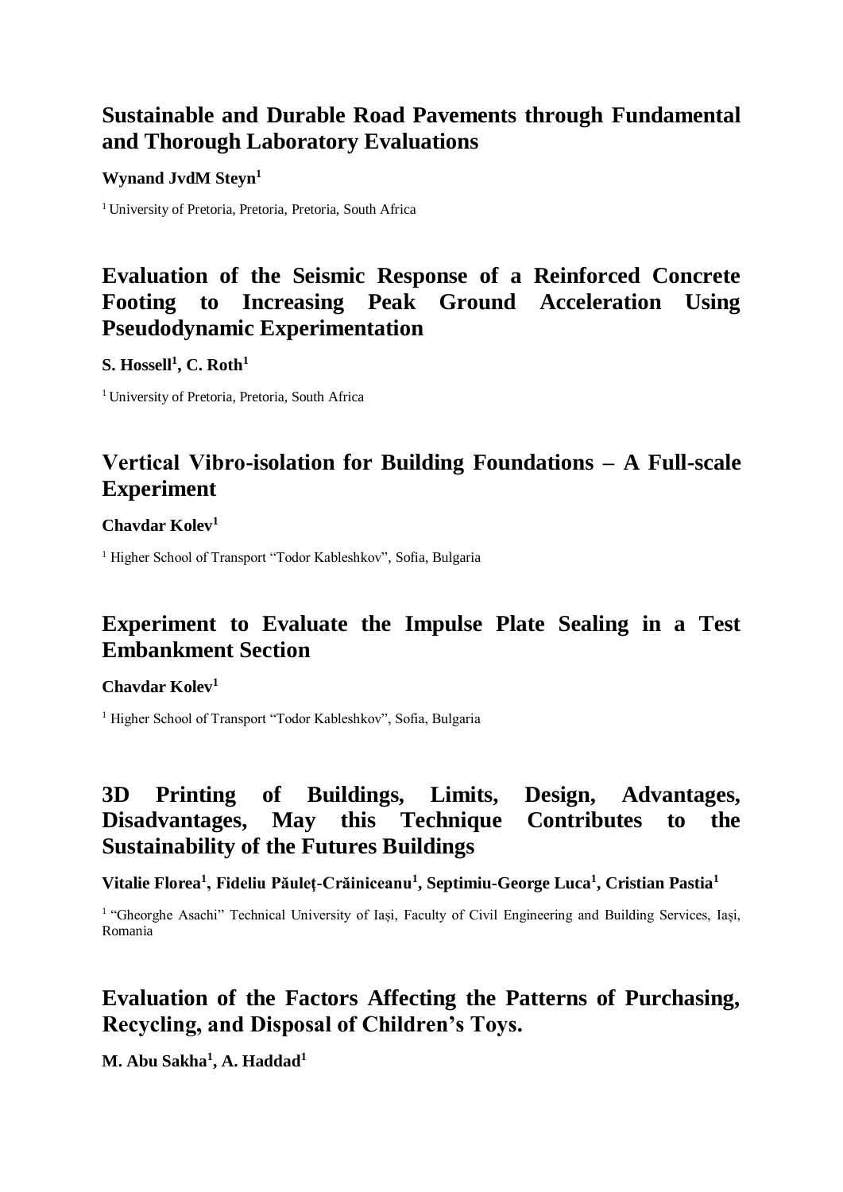## Sustainable and Durable Road Pavements through Fundamental and Thorough Laboratory Evaluations

**Wynand JvdM Steyn[1]**

[1] University of Pretoria, Pretoria, Pretoria, South Africa

## Evaluation of the Seismic Response of a Reinforced Concrete Footing to Increasing Peak Ground Acceleration Using Pseudodynamic Experimentation

**S. Hossell[1], C. Roth[1]**

[1] University of Pretoria, Pretoria, South Africa

## Vertical Vibro-isolation for Building Foundations – A Full-scale Experiment

**Chavdar Kolev[1]**

[1] Higher School of Transport "Todor Kableshkov", Sofia, Bulgaria

## Experiment to Evaluate the Impulse Plate Sealing in a Test Embankment Section

**Chavdar Kolev[1]**

[1] Higher School of Transport "Todor Kableshkov", Sofia, Bulgaria

## 3D Printing of Buildings, Limits, Design, Advantages, Disadvantages, May this Technique Contributes to the Sustainability of the Futures Buildings

**Vitalie Florea[1], Fideliu Păuleț-Crăiniceanu[1], Septimiu-George Luca[1], Cristian Pastia[1]**

[1] "Gheorghe Asachi" Technical University of Iași, Faculty of Civil Engineering and Building Services, Iași, Romania

## Evaluation of the Factors Affecting the Patterns of Purchasing, Recycling, and Disposal of Children's Toys.

**M. Abu Sakha[1], A. Haddad[1]**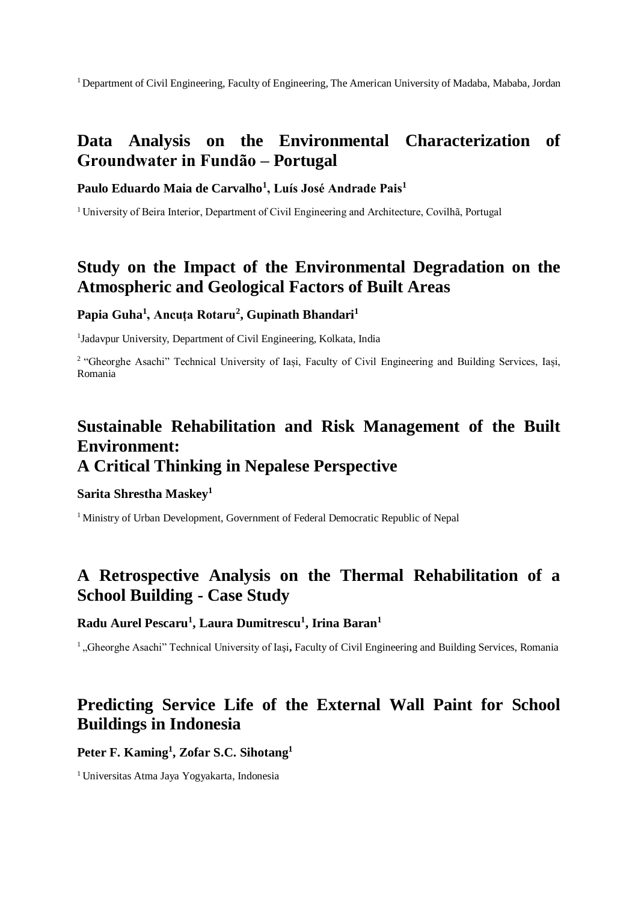[1] Department of Civil Engineering, Faculty of Engineering, The American University of Madaba, Mababa, Jordan

## Data Analysis on the Environmental Characterization of Groundwater in Fundão – Portugal

**Paulo Eduardo Maia de Carvalho[1], Luís José Andrade Pais[1]**

[1] University of Beira Interior, Department of Civil Engineering and Architecture, Covilhã, Portugal

## Study on the Impact of the Environmental Degradation on the Atmospheric and Geological Factors of Built Areas

**Papia Guha[1], Ancuța Rotaru[2], Gupinath Bhandari[1]**

[1]Jadavpur University, Department of Civil Engineering, Kolkata, India

[2] "Gheorghe Asachi" Technical University of Iași, Faculty of Civil Engineering and Building Services, Iași, Romania

## Sustainable Rehabilitation and Risk Management of the Built Environment: A Critical Thinking in Nepalese Perspective

**Sarita Shrestha Maskey[1]**

[1] Ministry of Urban Development, Government of Federal Democratic Republic of Nepal

## A Retrospective Analysis on the Thermal Rehabilitation of a School Building - Case Study

**Radu Aurel Pescaru[1], Laura Dumitrescu[1], Irina Baran[1]**

[1] „Gheorghe Asachi" Technical University of Iaşi**,** Faculty of Civil Engineering and Building Services, Romania

## Predicting Service Life of the External Wall Paint for School Buildings in Indonesia

**Peter F. Kaming[1], Zofar S.C. Sihotang[1]**

[1] Universitas Atma Jaya Yogyakarta, Indonesia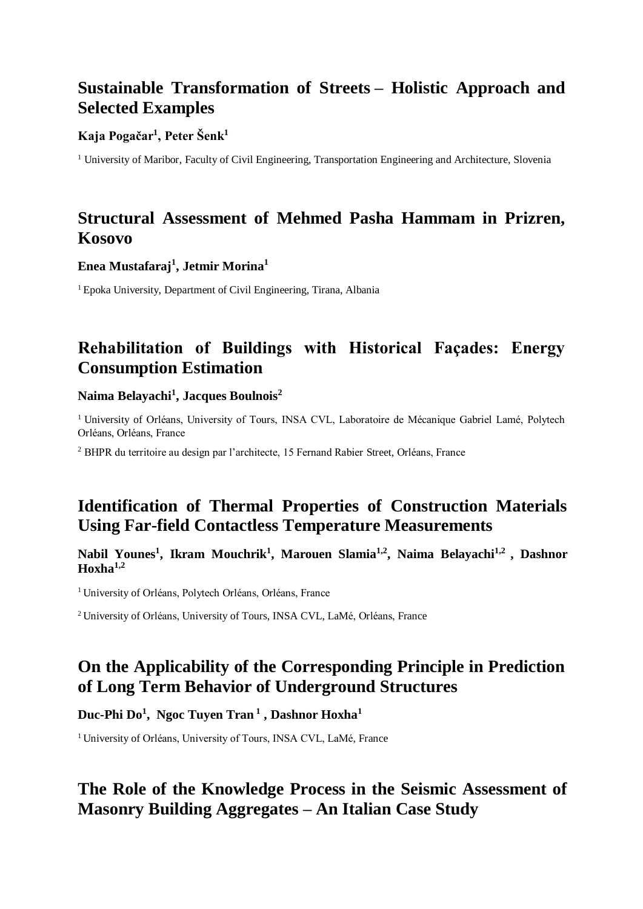## Sustainable Transformation of Streets – Holistic Approach and Selected Examples

**Kaja Pogačar[1], Peter Šenk[1]**

[1] University of Maribor, Faculty of Civil Engineering, Transportation Engineering and Architecture, Slovenia

## Structural Assessment of Mehmed Pasha Hammam in Prizren, Kosovo

**Enea Mustafaraj[1], Jetmir Morina[1]**

[1] Epoka University, Department of Civil Engineering, Tirana, Albania

## Rehabilitation of Buildings with Historical Façades: Energy Consumption Estimation

**Naima Belayachi[1], Jacques Boulnois[2]**

[1] University of Orléans, University of Tours, INSA CVL, Laboratoire de Mécanique Gabriel Lamé, Polytech Orléans, Orléans, France

[2] BHPR du territoire au design par l'architecte, 15 Fernand Rabier Street, Orléans, France

## Identification of Thermal Properties of Construction Materials Using Far-field Contactless Temperature Measurements

**Nabil Younes[1], Ikram Mouchrik[1], Marouen Slamia[1,2], Naima Belayachi[1,2] , Dashnor Hoxha[1,2]**

[1] University of Orléans, Polytech Orléans, Orléans, France

[2] University of Orléans, University of Tours, INSA CVL, LaMé, Orléans, France

## On the Applicability of the Corresponding Principle in Prediction of Long Term Behavior of Underground Structures

**Duc-Phi Do[1], Ngoc Tuyen Tran[1] , Dashnor Hoxha[1]**

[1] University of Orléans, University of Tours, INSA CVL, LaMé, France

## The Role of the Knowledge Process in the Seismic Assessment of Masonry Building Aggregates – An Italian Case Study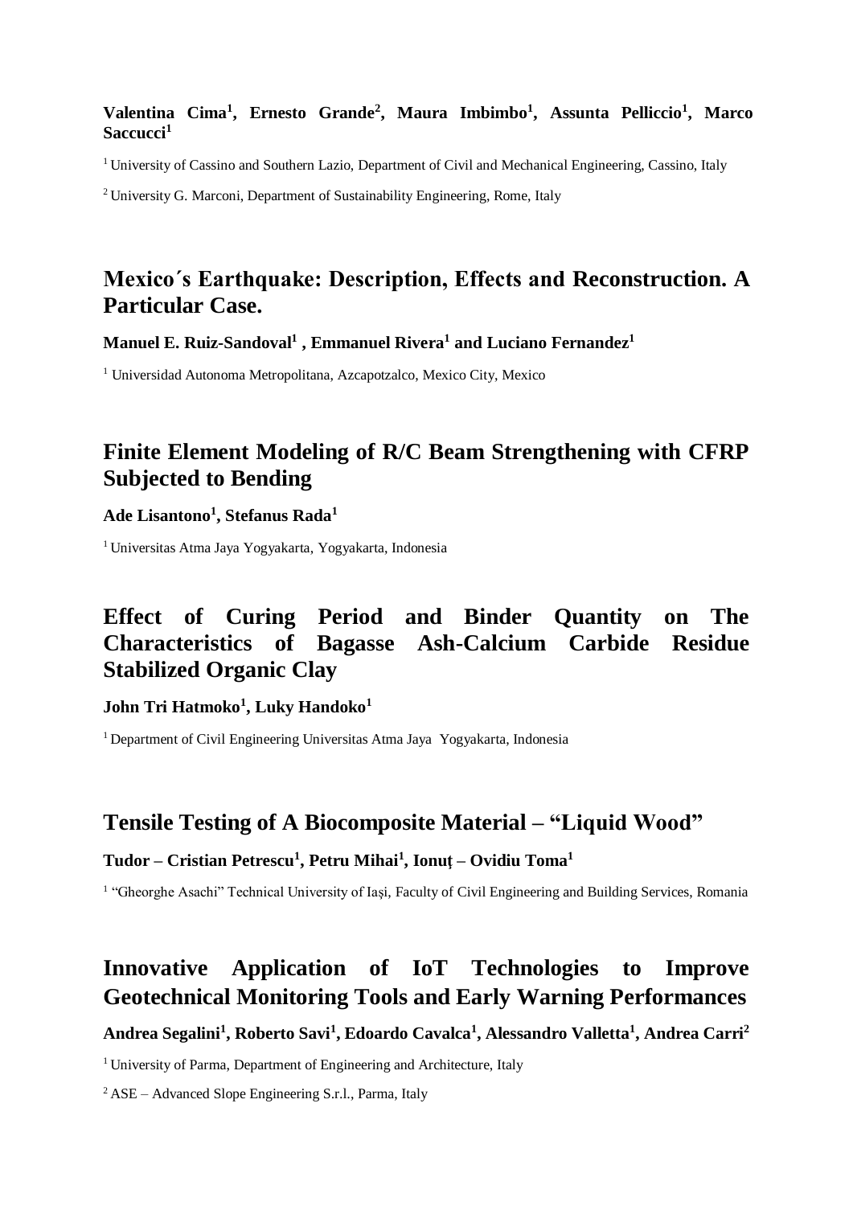**Valentina Cima[1], Ernesto Grande[2], Maura Imbimbo[1], Assunta Pelliccio[1], Marco Saccucci[1]**

[1] University of Cassino and Southern Lazio, Department of Civil and Mechanical Engineering, Cassino, Italy

[2] University G. Marconi, Department of Sustainability Engineering, Rome, Italy

## Mexico´s Earthquake: Description, Effects and Reconstruction. A Particular Case.

**Manuel E. Ruiz-Sandoval[1] , Emmanuel Rivera[1] and Luciano Fernandez[1]**

[1] Universidad Autonoma Metropolitana, Azcapotzalco, Mexico City, Mexico

## Finite Element Modeling of R/C Beam Strengthening with CFRP Subjected to Bending

**Ade Lisantono[1], Stefanus Rada[1]**

[1] Universitas Atma Jaya Yogyakarta, Yogyakarta, Indonesia

## Effect of Curing Period and Binder Quantity on The Characteristics of Bagasse Ash-Calcium Carbide Residue Stabilized Organic Clay

**John Tri Hatmoko[1], Luky Handoko[1]**

[1] Department of Civil Engineering Universitas Atma Jaya Yogyakarta, Indonesia

## Tensile Testing of A Biocomposite Material – "Liquid Wood"

**Tudor – Cristian Petrescu[1], Petru Mihai[1], Ionuț – Ovidiu Toma[1]**

[1] "Gheorghe Asachi" Technical University of Iași, Faculty of Civil Engineering and Building Services, Romania

## Innovative Application of IoT Technologies to Improve Geotechnical Monitoring Tools and Early Warning Performances

**Andrea Segalini[1], Roberto Savi[1], Edoardo Cavalca[1], Alessandro Valletta[1], Andrea Carri[2]**

[1] University of Parma, Department of Engineering and Architecture, Italy

[2] ASE – Advanced Slope Engineering S.r.l., Parma, Italy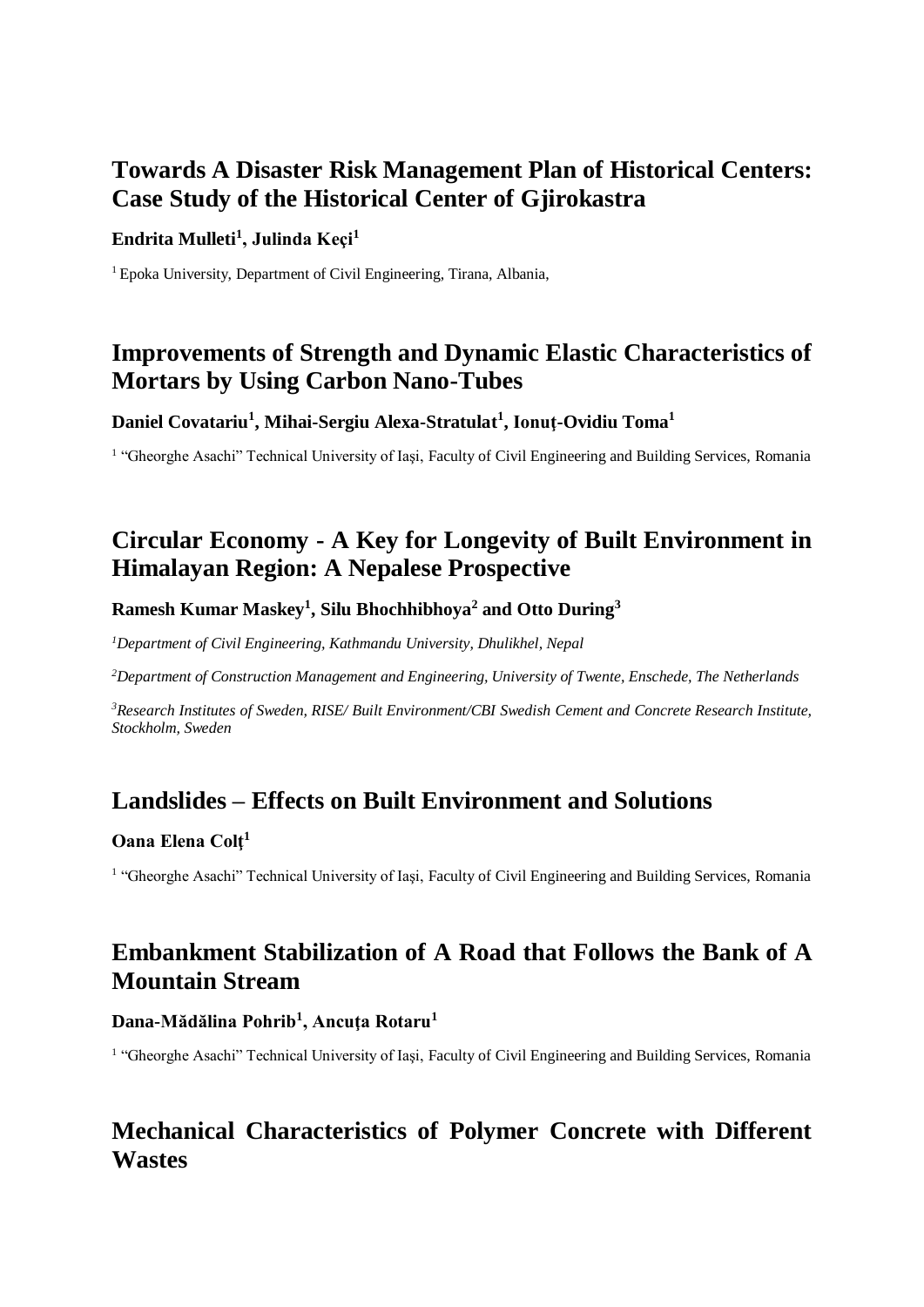## Towards A Disaster Risk Management Plan of Historical Centers: Case Study of the Historical Center of Gjirokastra

**Endrita Mulleti[1], Julinda Keçi[1]**

[1] Epoka University, Department of Civil Engineering, Tirana, Albania,

## Improvements of Strength and Dynamic Elastic Characteristics of Mortars by Using Carbon Nano-Tubes

**Daniel Covatariu[1], Mihai-Sergiu Alexa-Stratulat[1], Ionuț-Ovidiu Toma[1]**

[1] "Gheorghe Asachi" Technical University of Iaşi, Faculty of Civil Engineering and Building Services, Romania

## Circular Economy - A Key for Longevity of Built Environment in Himalayan Region: A Nepalese Prospective

**Ramesh Kumar Maskey[1], Silu Bhochhibhoya[2] and Otto During[3]**

*[1]Department of Civil Engineering, Kathmandu University, Dhulikhel, Nepal*

*[2]Department of Construction Management and Engineering, University of Twente, Enschede, The Netherlands*

*[3]Research Institutes of Sweden, RISE/ Built Environment/CBI Swedish Cement and Concrete Research Institute, Stockholm, Sweden*

## Landslides – Effects on Built Environment and Solutions

**Oana Elena Colţ[1]**

[1] "Gheorghe Asachi" Technical University of Iaşi, Faculty of Civil Engineering and Building Services, Romania

## Embankment Stabilization of A Road that Follows the Bank of A Mountain Stream

**Dana-Mădălina Pohrib[1], Ancuţa Rotaru[1]**

[1] "Gheorghe Asachi" Technical University of Iaşi, Faculty of Civil Engineering and Building Services, Romania

## Mechanical Characteristics of Polymer Concrete with Different Wastes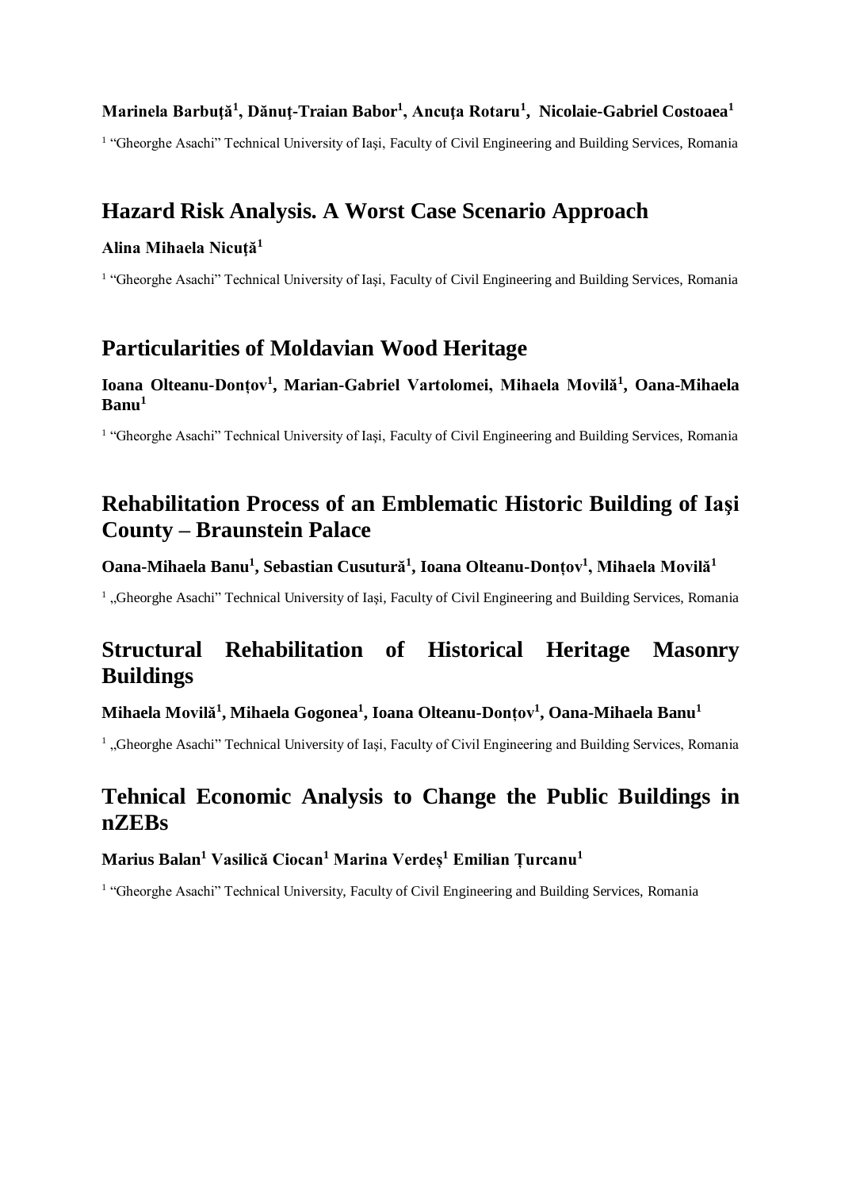**Marinela Barbuţă[1], Dănuţ-Traian Babor[1], Ancuța Rotaru[1], Nicolaie-Gabriel Costoaea[1]**

[1] "Gheorghe Asachi" Technical University of Iaşi, Faculty of Civil Engineering and Building Services, Romania

## Hazard Risk Analysis. A Worst Case Scenario Approach

**Alina Mihaela Nicuţă[1]**

[1] "Gheorghe Asachi" Technical University of Iaşi, Faculty of Civil Engineering and Building Services, Romania

## Particularities of Moldavian Wood Heritage

**Ioana Olteanu-Donțov[1], Marian-Gabriel Vartolomei, Mihaela Movilă[1], Oana-Mihaela Banu[1]**

[1] "Gheorghe Asachi" Technical University of Iaşi, Faculty of Civil Engineering and Building Services, Romania

## Rehabilitation Process of an Emblematic Historic Building of Iaşi County – Braunstein Palace

**Oana-Mihaela Banu[1], Sebastian Cusutură[1], Ioana Olteanu-Donțov[1], Mihaela Movilă[1]**

[1] „Gheorghe Asachi" Technical University of Iaşi, Faculty of Civil Engineering and Building Services, Romania

## Structural Rehabilitation of Historical Heritage Masonry Buildings

**Mihaela Movilă[1], Mihaela Gogonea[1], Ioana Olteanu-Donțov[1], Oana-Mihaela Banu[1]**

[1] „Gheorghe Asachi" Technical University of Iaşi, Faculty of Civil Engineering and Building Services, Romania

## Tehnical Economic Analysis to Change the Public Buildings in nZEBs

**Marius Balan[1] Vasilică Ciocan[1] Marina Verdeș[1] Emilian Țurcanu[1]**

[1] "Gheorghe Asachi" Technical University, Faculty of Civil Engineering and Building Services, Romania